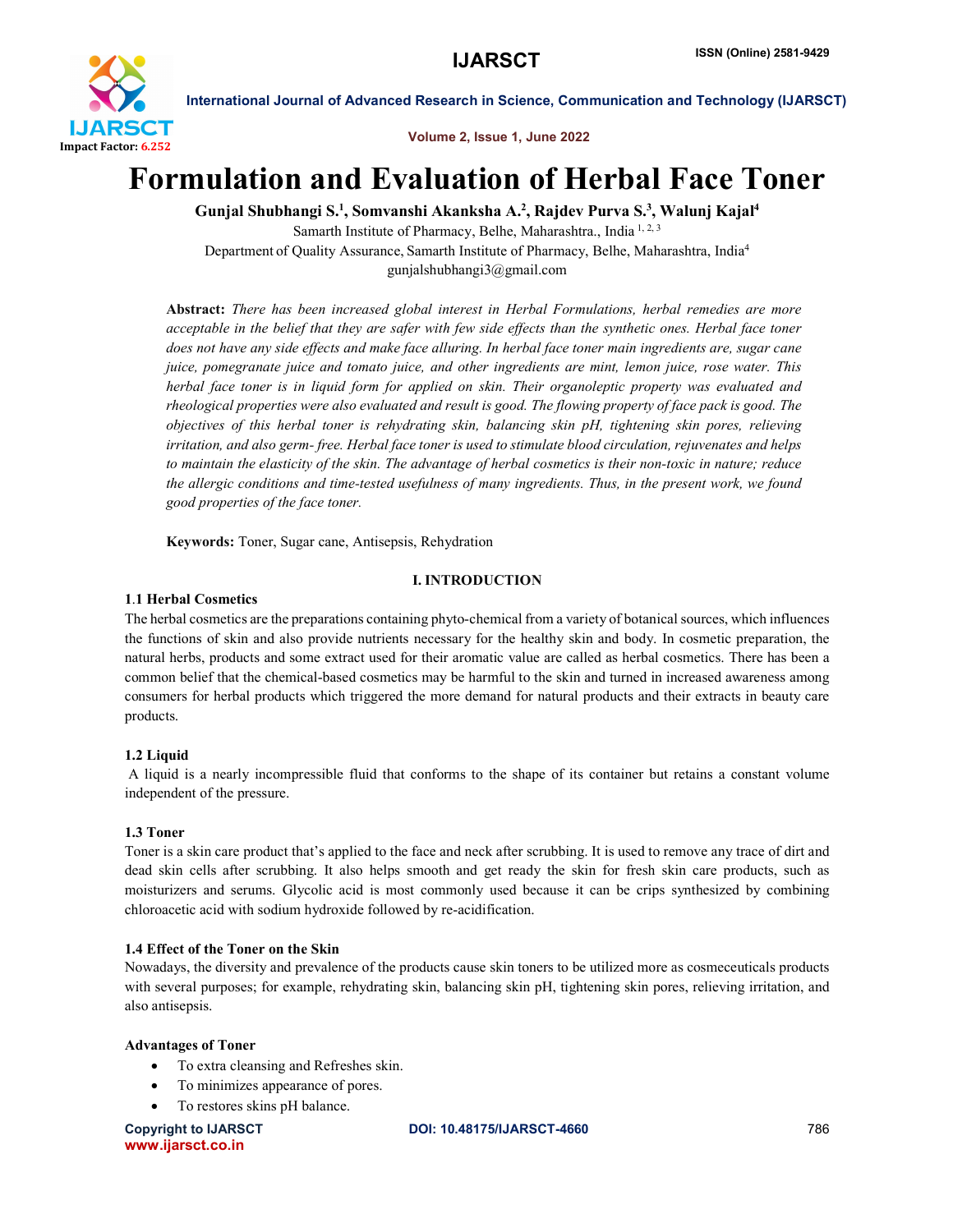# Formulation and Evaluation of Herbal Face Toner

**Gunjal Shubhangi S.[1], Somvanshi Akanksha A.[2], Rajdev Purva S.[3], Walunj Kajal[4]**

Samarth Institute of Pharmacy, Belhe, Maharashtra., India [1, 2, 3]

Department of Quality Assurance, Samarth Institute of Pharmacy, Belhe, Maharashtra, India[4]

gunjalshubhangi3@gmail.com

**Abstract:** *There has been increased global interest in Herbal Formulations, herbal remedies are more acceptable in the belief that they are safer with few side effects than the synthetic ones. Herbal face toner does not have any side effects and make face alluring. In herbal face toner main ingredients are, sugar cane juice, pomegranate juice and tomato juice, and other ingredients are mint, lemon juice, rose water. This herbal face toner is in liquid form for applied on skin. Their organoleptic property was evaluated and rheological properties were also evaluated and result is good. The flowing property of face pack is good. The objectives of this herbal toner is rehydrating skin, balancing skin pH, tightening skin pores, relieving irritation, and also germ- free. Herbal face toner is used to stimulate blood circulation, rejuvenates and helps to maintain the elasticity of the skin. The advantage of herbal cosmetics is their non-toxic in nature; reduce the allergic conditions and time-tested usefulness of many ingredients. Thus, in the present work, we found good properties of the face toner.*

**Keywords:** Toner, Sugar cane, Antisepsis, Rehydration

## I. INTRODUCTION

### 1.1 Herbal Cosmetics

The herbal cosmetics are the preparations containing phyto-chemical from a variety of botanical sources, which influences the functions of skin and also provide nutrients necessary for the healthy skin and body. In cosmetic preparation, the natural herbs, products and some extract used for their aromatic value are called as herbal cosmetics. There has been a common belief that the chemical-based cosmetics may be harmful to the skin and turned in increased awareness among consumers for herbal products which triggered the more demand for natural products and their extracts in beauty care products.

### 1.2 Liquid

A liquid is a nearly incompressible fluid that conforms to the shape of its container but retains a constant volume independent of the pressure.

### 1.3 Toner

Toner is a skin care product that's applied to the face and neck after scrubbing. It is used to remove any trace of dirt and dead skin cells after scrubbing. It also helps smooth and get ready the skin for fresh skin care products, such as moisturizers and serums. Glycolic acid is most commonly used because it can be crips synthesized by combining chloroacetic acid with sodium hydroxide followed by re-acidification.

### 1.4 Effect of the Toner on the Skin

Nowadays, the diversity and prevalence of the products cause skin toners to be utilized more as cosmeceuticals products with several purposes; for example, rehydrating skin, balancing skin pH, tightening skin pores, relieving irritation, and also antisepsis.

**Advantages of Toner**

- To extra cleansing and Refreshes skin.
- To minimizes appearance of pores.
- To restores skins pH balance.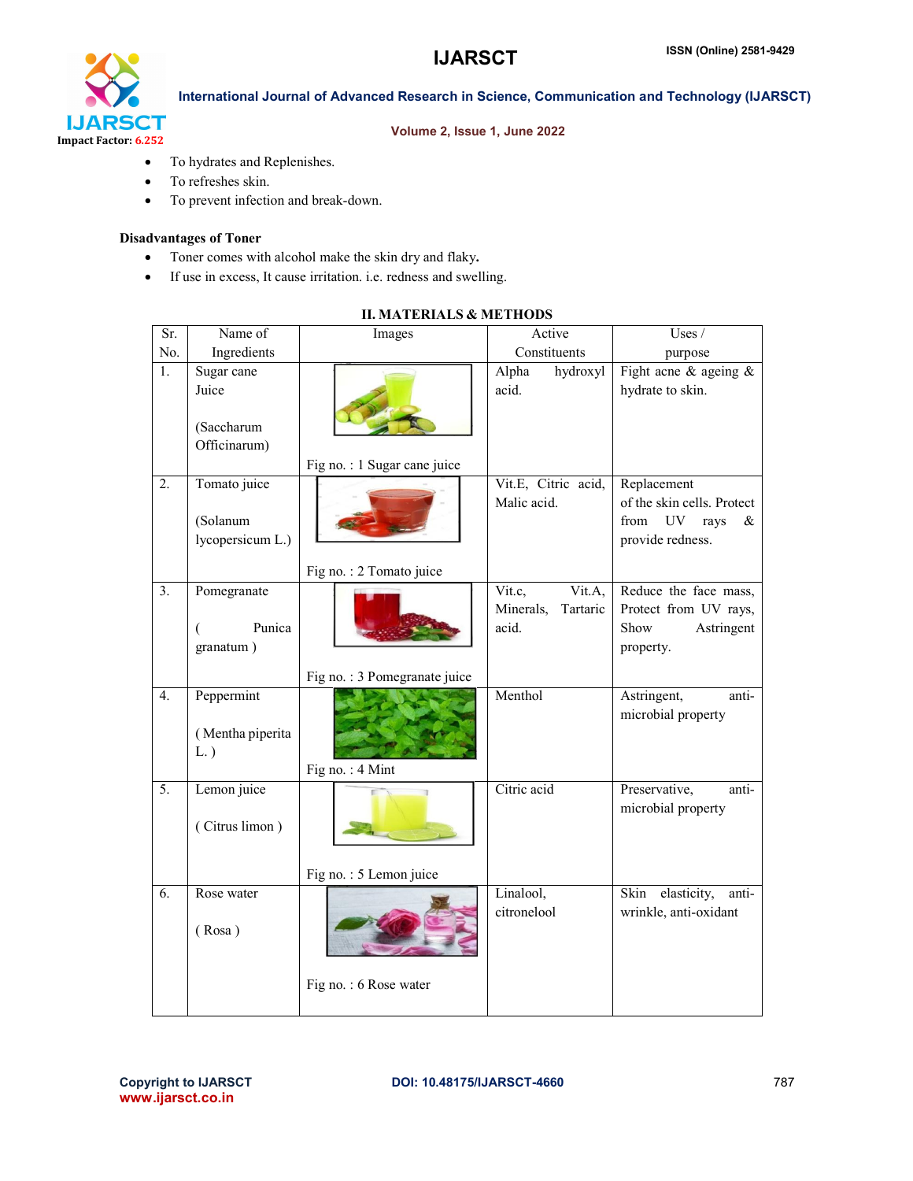- To hydrates and Replenishes.
- To refreshes skin.
- To prevent infection and break-down.

**Disadvantages of Toner**

- Toner comes with alcohol make the skin dry and flaky**.**
- If use in excess, It cause irritation. i.e. redness and swelling.

## II. MATERIALS & METHODS

| Sr. No. | Name of Ingredients | Images | Active Constituents | Uses / purpose |
|---|---|---|---|---|
| 1. | Sugar cane Juice (Saccharum Officinarum) | Fig no. : 1 Sugar cane juice | Alpha hydroxyl acid. | Fight acne & ageing & hydrate to skin. |
| 2. | Tomato juice (Solanum lycopersicum L.) | Fig no. : 2 Tomato juice | Vit.E, Citric acid, Malic acid. | Replacement of the skin cells. Protect from UV rays & provide redness. |
| 3. | Pomegranate ( Punica granatum ) | Fig no. : 3 Pomegranate juice | Vit.c, Vit.A, Minerals, Tartaric acid. | Reduce the face mass, Protect from UV rays, Show Astringent property. |
| 4. | Peppermint ( Mentha piperita L. ) | Fig no. : 4 Mint | Menthol | Astringent, anti-microbial property |
| 5. | Lemon juice ( Citrus limon ) | Fig no. : 5 Lemon juice | Citric acid | Preservative, anti-microbial property |
| 6. | Rose water ( Rosa ) | Fig no. : 6 Rose water | Linalool, citroneloot | Skin elasticity, anti-wrinkle, anti-oxidant |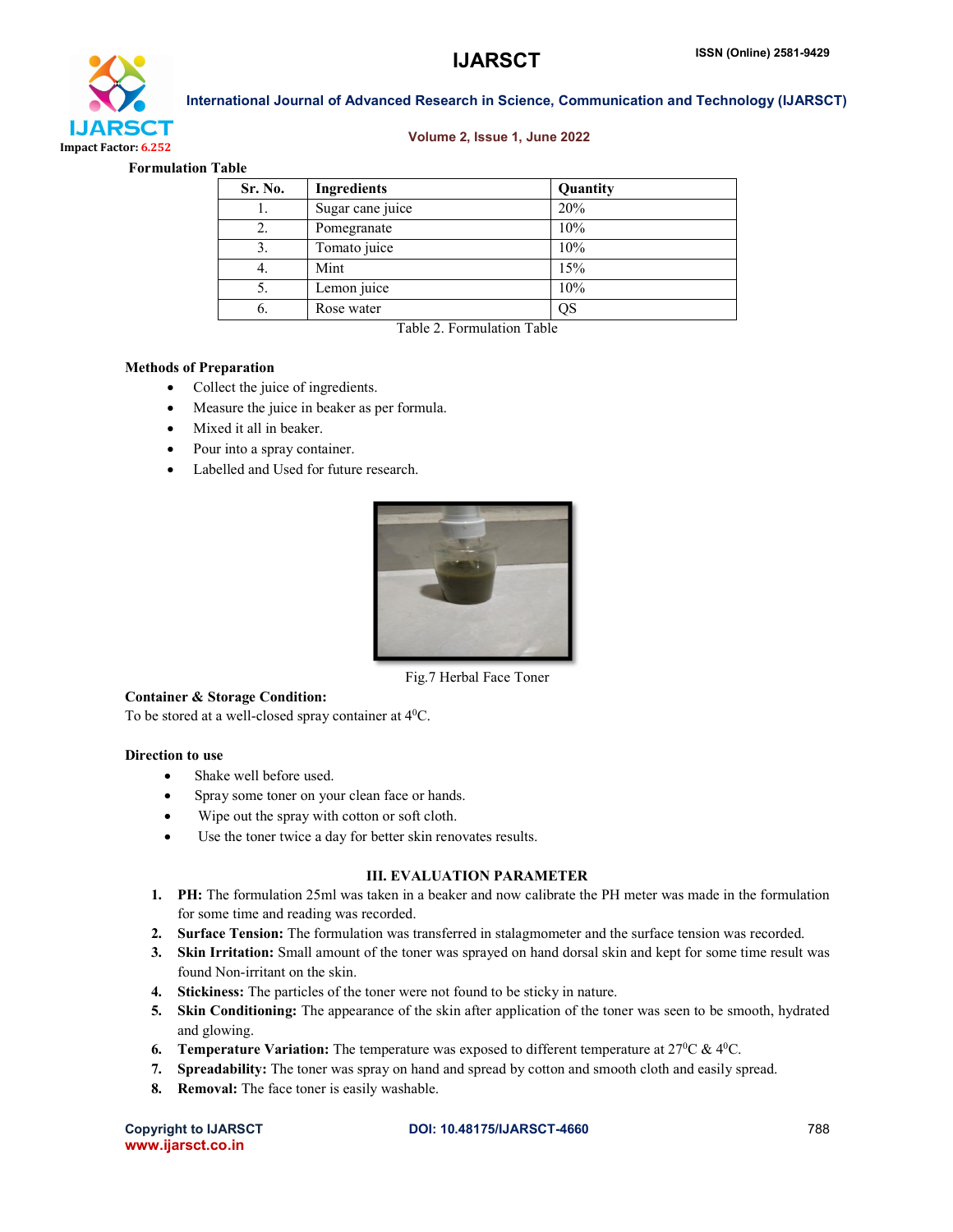**Formulation Table**

| Sr. No. | Ingredients | Quantity |
|---|---|---|
| 1. | Sugar cane juice | 20% |
| 2. | Pomegranate | 10% |
| 3. | Tomato juice | 10% |
| 4. | Mint | 15% |
| 5. | Lemon juice | 10% |
| 6. | Rose water | QS |

Table 2. Formulation Table

**Methods of Preparation**

- Collect the juice of ingredients.
- Measure the juice in beaker as per formula.
- Mixed it all in beaker.
- Pour into a spray container.
- Labelled and Used for future research.

Fig.7 Herbal Face Toner

**Container & Storage Condition:**

To be stored at a well-closed spray container at $4^0$C.

**Direction to use**

- Shake well before used.
- Spray some toner on your clean face or hands.
- Wipe out the spray with cotton or soft cloth.
- Use the toner twice a day for better skin renovates results.

## III. EVALUATION PARAMETER

1. **PH:** The formulation 25ml was taken in a beaker and now calibrate the PH meter was made in the formulation for some time and reading was recorded.
2. **Surface Tension:** The formulation was transferred in stalagmometer and the surface tension was recorded.
3. **Skin Irritation:** Small amount of the toner was sprayed on hand dorsal skin and kept for some time result was found Non-irritant on the skin.
4. **Stickiness:** The particles of the toner were not found to be sticky in nature.
5. **Skin Conditioning:** The appearance of the skin after application of the toner was seen to be smooth, hydrated and glowing.
6. **Temperature Variation:** The temperature was exposed to different temperature at $27^0$C & $4^0$C.
7. **Spreadability:** The toner was spray on hand and spread by cotton and smooth cloth and easily spread.
8. **Removal:** The face toner is easily washable.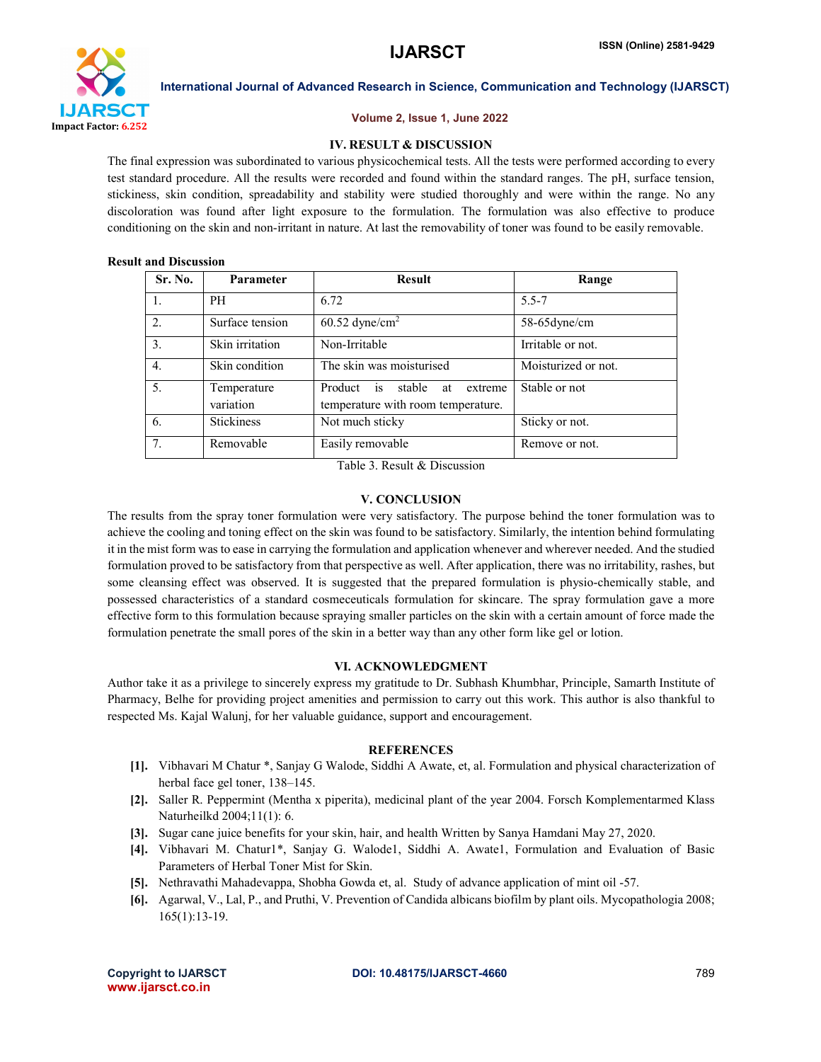## IV. RESULT & DISCUSSION

The final expression was subordinated to various physicochemical tests. All the tests were performed according to every test standard procedure. All the results were recorded and found within the standard ranges. The pH, surface tension, stickiness, skin condition, spreadability and stability were studied thoroughly and were within the range. No any discoloration was found after light exposure to the formulation. The formulation was also effective to produce conditioning on the skin and non-irritant in nature. At last the removability of toner was found to be easily removable.

**Result and Discussion**

| Sr. No. | Parameter | Result | Range |
|---|---|---|---|
| 1. | PH | 6.72 | 5.5-7 |
| 2. | Surface tension | 60.52 dyne/cm$^2$ | 58-65dyne/cm |
| 3. | Skin irritation | Non-Irritable | Irritable or not. |
| 4. | Skin condition | The skin was moisturised | Moisturized or not. |
| 5. | Temperature variation | Product is stable at extreme temperature with room temperature. | Stable or not |
| 6. | Stickiness | Not much sticky | Sticky or not. |
| 7. | Removable | Easily removable | Remove or not. |

Table 3. Result & Discussion

## V. CONCLUSION

The results from the spray toner formulation were very satisfactory. The purpose behind the toner formulation was to achieve the cooling and toning effect on the skin was found to be satisfactory. Similarly, the intention behind formulating it in the mist form was to ease in carrying the formulation and application whenever and wherever needed. And the studied formulation proved to be satisfactory from that perspective as well. After application, there was no irritability, rashes, but some cleansing effect was observed. It is suggested that the prepared formulation is physio-chemically stable, and possessed characteristics of a standard cosmeceuticals formulation for skincare. The spray formulation gave a more effective form to this formulation because spraying smaller particles on the skin with a certain amount of force made the formulation penetrate the small pores of the skin in a better way than any other form like gel or lotion.

## VI. ACKNOWLEDGMENT

Author take it as a privilege to sincerely express my gratitude to Dr. Subhash Khumbhar, Principle, Samarth Institute of Pharmacy, Belhe for providing project amenities and permission to carry out this work. This author is also thankful to respected Ms. Kajal Walunj, for her valuable guidance, support and encouragement.

## REFERENCES

**[1].** Vibhavari M Chatur *, Sanjay G Walode, Siddhi A Awate, et, al. Formulation and physical characterization of herbal face gel toner, 138–145.

**[2].** Saller R. Peppermint (Mentha x piperita), medicinal plant of the year 2004. Forsch Komplementarmed Klass Naturheilkd 2004;11(1): 6.

**[3].** Sugar cane juice benefits for your skin, hair, and health Written by Sanya Hamdani May 27, 2020.

**[4].** Vibhavari M. Chatur1*, Sanjay G. Walode1, Siddhi A. Awate1, Formulation and Evaluation of Basic Parameters of Herbal Toner Mist for Skin.

**[5].** Nethravathi Mahadevappa, Shobha Gowda et, al. Study of advance application of mint oil -57.

**[6].** Agarwal, V., Lal, P., and Pruthi, V. Prevention of Candida albicans biofilm by plant oils. Mycopathologia 2008; 165(1):13-19.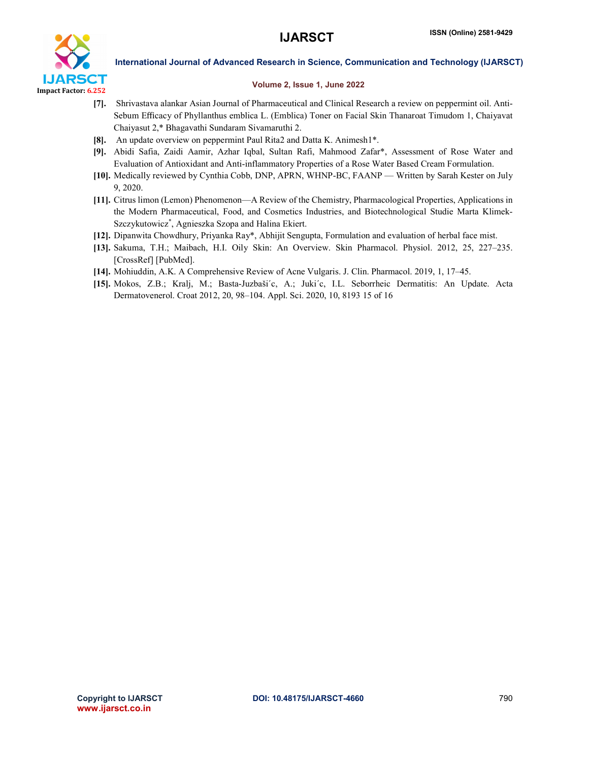[7]. Shrivastava alankar Asian Journal of Pharmaceutical and Clinical Research a review on peppermint oil. Anti-Sebum Efficacy of Phyllanthus emblica L. (Emblica) Toner on Facial Skin Thanaroat Timudom 1, Chaiyavat Chaiyasut 2,* Bhagavathi Sundaram Sivamaruthi 2.

[8]. An update overview on peppermint Paul Rita2 and Datta K. Animesh1*.

[9]. Abidi Safia, Zaidi Aamir, Azhar Iqbal, Sultan Rafi, Mahmood Zafar*, Assessment of Rose Water and Evaluation of Antioxidant and Anti-inflammatory Properties of a Rose Water Based Cream Formulation.

[10]. Medically reviewed by Cynthia Cobb, DNP, APRN, WHNP-BC, FAANP — Written by Sarah Kester on July 9, 2020.

[11]. Citrus limon (Lemon) Phenomenon—A Review of the Chemistry, Pharmacological Properties, Applications in the Modern Pharmaceutical, Food, and Cosmetics Industries, and Biotechnological Studie Marta Klimek-Szczykutowicz*, Agnieszka Szopa and Halina Ekiert.

[12]. Dipanwita Chowdhury, Priyanka Ray*, Abhijit Sengupta, Formulation and evaluation of herbal face mist.

[13]. Sakuma, T.H.; Maibach, H.I. Oily Skin: An Overview. Skin Pharmacol. Physiol. 2012, 25, 227–235. [CrossRef] [PubMed].

[14]. Mohiuddin, A.K. A Comprehensive Review of Acne Vulgaris. J. Clin. Pharmacol. 2019, 1, 17–45.

[15]. Mokos, Z.B.; Kralj, M.; Basta-Juzbaši´c, A.; Juki´c, I.L. Seborrheic Dermatitis: An Update. Acta Dermatovenerol. Croat 2012, 20, 98–104. Appl. Sci. 2020, 10, 8193 15 of 16